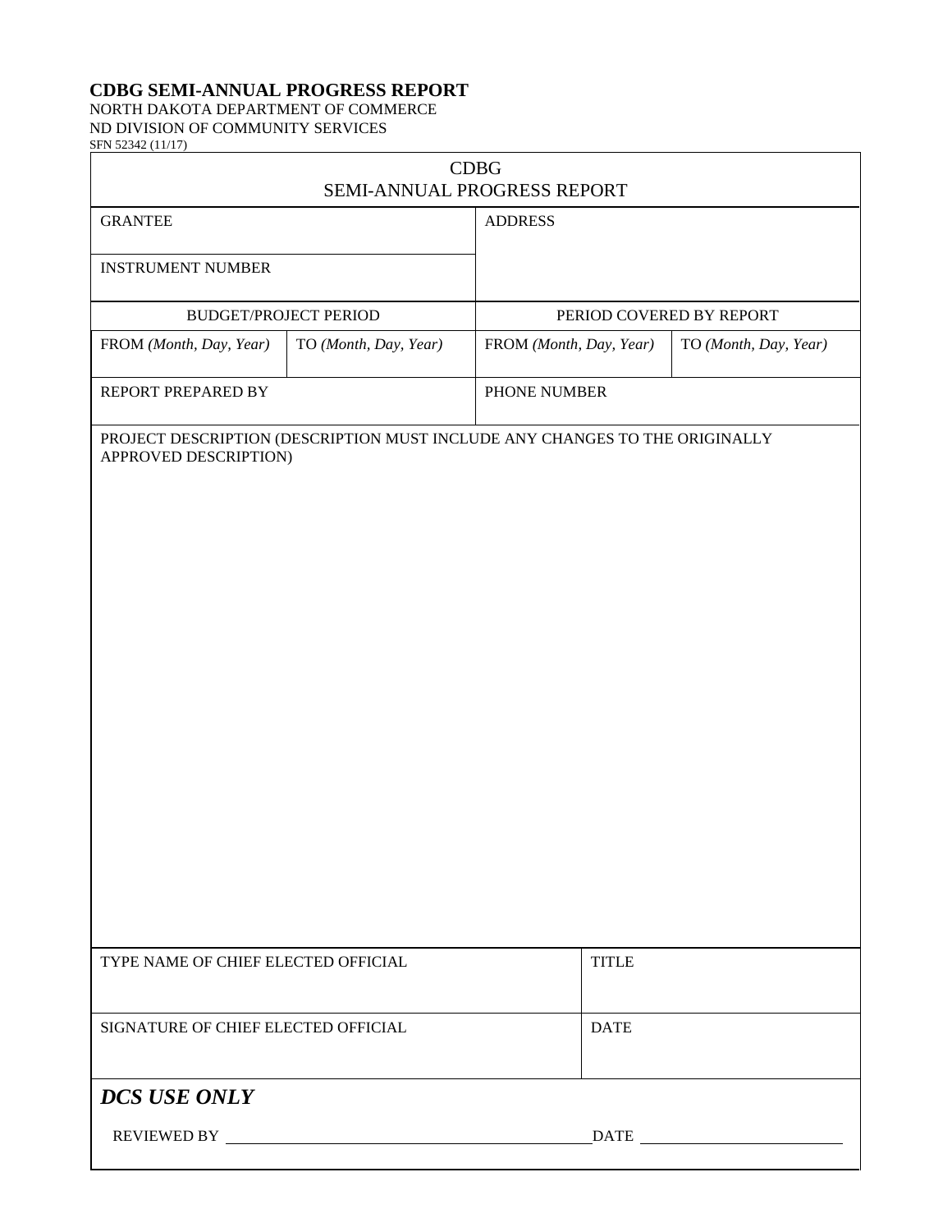**CDBG SEMI-ANNUAL PROGRESS REPORT**
NORTH DAKOTA DEPARTMENT OF COMMERCE
ND DIVISION OF COMMUNITY SERVICES
SFN 52342 (11/17)

## CDBG
## SEMI-ANNUAL PROGRESS REPORT

| GRANTEE | | ADDRESS | |
|---|---|---|---|
| INSTRUMENT NUMBER | | | |
| BUDGET/PROJECT PERIOD | | PERIOD COVERED BY REPORT | |
| FROM *(Month, Day, Year)* | TO *(Month, Day, Year)* | FROM *(Month, Day, Year)* | TO *(Month, Day, Year)* |
| REPORT PREPARED BY | | PHONE NUMBER | |

PROJECT DESCRIPTION (DESCRIPTION MUST INCLUDE ANY CHANGES TO THE ORIGINALLY APPROVED DESCRIPTION)

| TYPE NAME OF CHIEF ELECTED OFFICIAL | TITLE |
|---|---|
| SIGNATURE OF CHIEF ELECTED OFFICIAL | DATE |

***DCS USE ONLY***

REVIEWED BY \_\_\_\_\_\_\_\_\_\_\_\_\_\_\_\_\_\_\_\_\_\_\_\_\_\_\_\_\_\_\_\_ DATE \_\_\_\_\_\_\_\_\_\_\_\_\_\_\_\_\_\_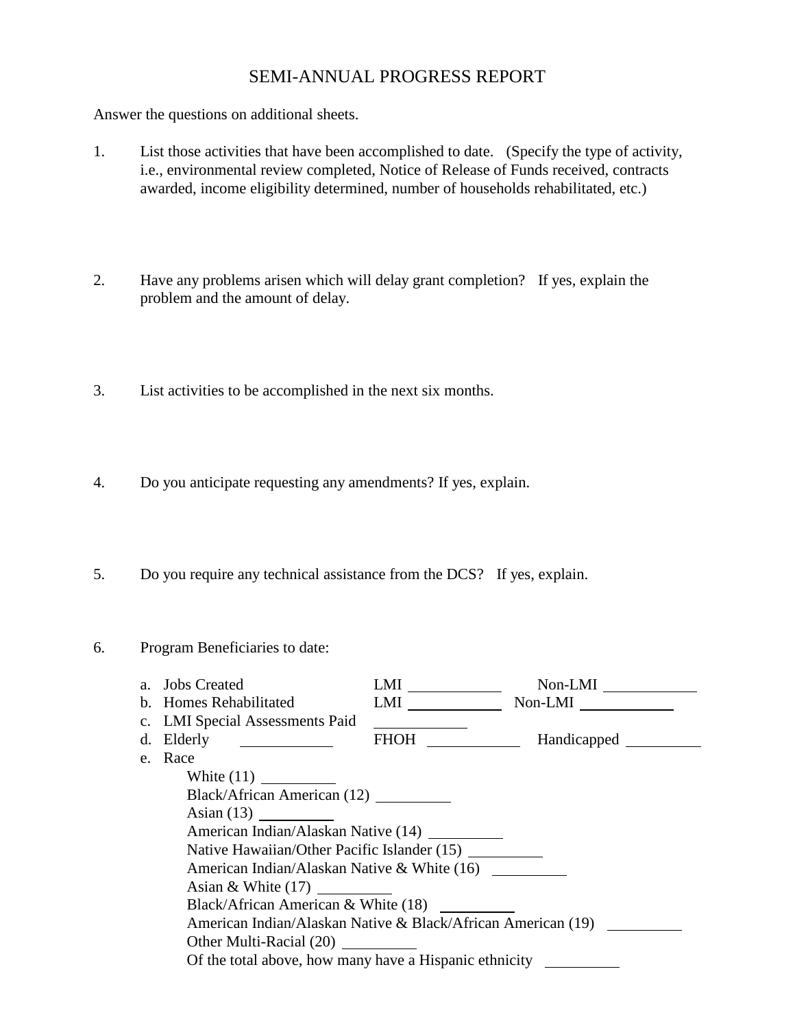# SEMI-ANNUAL PROGRESS REPORT

Answer the questions on additional sheets.

1. List those activities that have been accomplished to date. (Specify the type of activity, i.e., environmental review completed, Notice of Release of Funds received, contracts awarded, income eligibility determined, number of households rehabilitated, etc.)

2. Have any problems arisen which will delay grant completion? If yes, explain the problem and the amount of delay.

3. List activities to be accomplished in the next six months.

4. Do you anticipate requesting any amendments? If yes, explain.

5. Do you require any technical assistance from the DCS? If yes, explain.

6. Program Beneficiaries to date:

   a. Jobs Created LMI \_\_\_\_\_\_\_\_\_\_ Non-LMI \_\_\_\_\_\_\_\_\_\_
   b. Homes Rehabilitated LMI \_\_\_\_\_\_\_\_\_\_ Non-LMI \_\_\_\_\_\_\_\_\_\_
   c. LMI Special Assessments Paid \_\_\_\_\_\_\_\_\_\_
   d. Elderly \_\_\_\_\_\_\_\_\_\_ FHOH \_\_\_\_\_\_\_\_\_\_ Handicapped \_\_\_\_\_\_\_\_\_\_
   e. Race

      White (11) \_\_\_\_\_\_\_\_\_\_
      Black/African American (12) \_\_\_\_\_\_\_\_\_\_
      Asian (13) \_\_\_\_\_\_\_\_\_\_
      American Indian/Alaskan Native (14) \_\_\_\_\_\_\_\_\_\_
      Native Hawaiian/Other Pacific Islander (15) \_\_\_\_\_\_\_\_\_\_
      American Indian/Alaskan Native & White (16) \_\_\_\_\_\_\_\_\_\_
      Asian & White (17) \_\_\_\_\_\_\_\_\_\_
      Black/African American & White (18) \_\_\_\_\_\_\_\_\_\_
      American Indian/Alaskan Native & Black/African American (19) \_\_\_\_\_\_\_\_\_\_
      Other Multi-Racial (20) \_\_\_\_\_\_\_\_\_\_
      Of the total above, how many have a Hispanic ethnicity \_\_\_\_\_\_\_\_\_\_